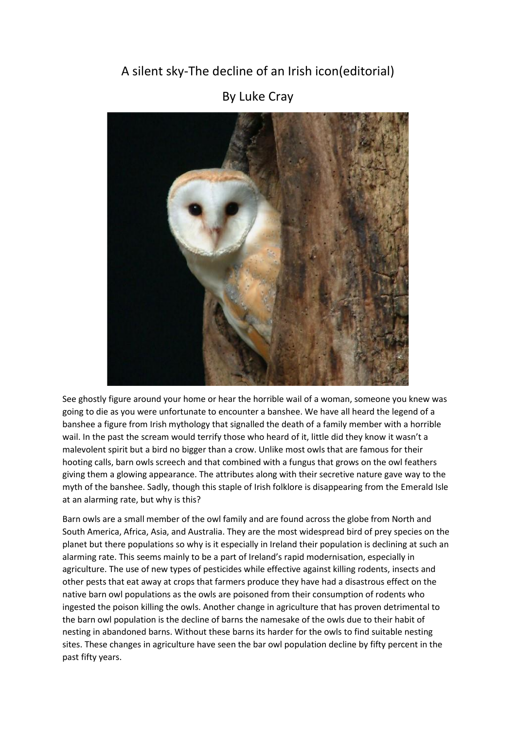# A silent sky-The decline of an Irish icon(editorial)

## By Luke Cray

See ghostly figure around your home or hear the horrible wail of a woman, someone you knew was going to die as you were unfortunate to encounter a banshee. We have all heard the legend of a banshee a figure from Irish mythology that signalled the death of a family member with a horrible wail. In the past the scream would terrify those who heard of it, little did they know it wasn't a malevolent spirit but a bird no bigger than a crow. Unlike most owls that are famous for their hooting calls, barn owls screech and that combined with a fungus that grows on the owl feathers giving them a glowing appearance. The attributes along with their secretive nature gave way to the myth of the banshee. Sadly, though this staple of Irish folklore is disappearing from the Emerald Isle at an alarming rate, but why is this?

Barn owls are a small member of the owl family and are found across the globe from North and South America, Africa, Asia, and Australia. They are the most widespread bird of prey species on the planet but there populations so why is it especially in Ireland their population is declining at such an alarming rate. This seems mainly to be a part of Ireland's rapid modernisation, especially in agriculture. The use of new types of pesticides while effective against killing rodents, insects and other pests that eat away at crops that farmers produce they have had a disastrous effect on the native barn owl populations as the owls are poisoned from their consumption of rodents who ingested the poison killing the owls. Another change in agriculture that has proven detrimental to the barn owl population is the decline of barns the namesake of the owls due to their habit of nesting in abandoned barns. Without these barns its harder for the owls to find suitable nesting sites. These changes in agriculture have seen the bar owl population decline by fifty percent in the past fifty years.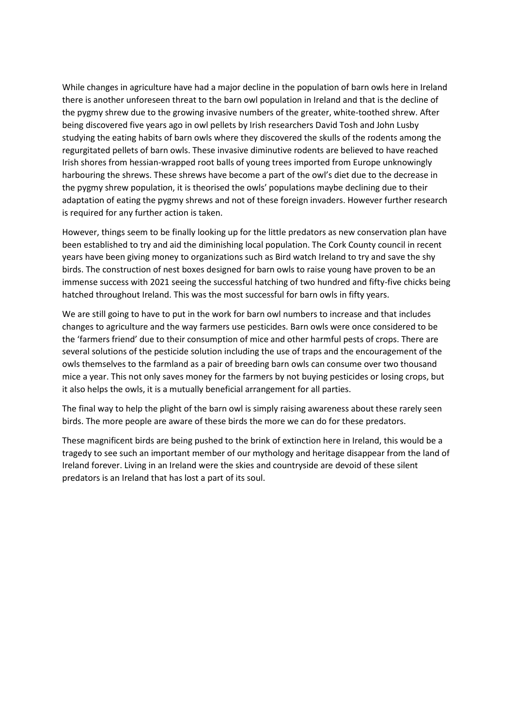While changes in agriculture have had a major decline in the population of barn owls here in Ireland there is another unforeseen threat to the barn owl population in Ireland and that is the decline of the pygmy shrew due to the growing invasive numbers of the greater, white-toothed shrew. After being discovered five years ago in owl pellets by Irish researchers David Tosh and John Lusby studying the eating habits of barn owls where they discovered the skulls of the rodents among the regurgitated pellets of barn owls. These invasive diminutive rodents are believed to have reached Irish shores from hessian-wrapped root balls of young trees imported from Europe unknowingly harbouring the shrews. These shrews have become a part of the owl's diet due to the decrease in the pygmy shrew population, it is theorised the owls' populations maybe declining due to their adaptation of eating the pygmy shrews and not of these foreign invaders. However further research is required for any further action is taken.

However, things seem to be finally looking up for the little predators as new conservation plan have been established to try and aid the diminishing local population. The Cork County council in recent years have been giving money to organizations such as Bird watch Ireland to try and save the shy birds. The construction of nest boxes designed for barn owls to raise young have proven to be an immense success with 2021 seeing the successful hatching of two hundred and fifty-five chicks being hatched throughout Ireland. This was the most successful for barn owls in fifty years.

We are still going to have to put in the work for barn owl numbers to increase and that includes changes to agriculture and the way farmers use pesticides. Barn owls were once considered to be the 'farmers friend' due to their consumption of mice and other harmful pests of crops. There are several solutions of the pesticide solution including the use of traps and the encouragement of the owls themselves to the farmland as a pair of breeding barn owls can consume over two thousand mice a year. This not only saves money for the farmers by not buying pesticides or losing crops, but it also helps the owls, it is a mutually beneficial arrangement for all parties.

The final way to help the plight of the barn owl is simply raising awareness about these rarely seen birds. The more people are aware of these birds the more we can do for these predators.

These magnificent birds are being pushed to the brink of extinction here in Ireland, this would be a tragedy to see such an important member of our mythology and heritage disappear from the land of Ireland forever. Living in an Ireland were the skies and countryside are devoid of these silent predators is an Ireland that has lost a part of its soul.